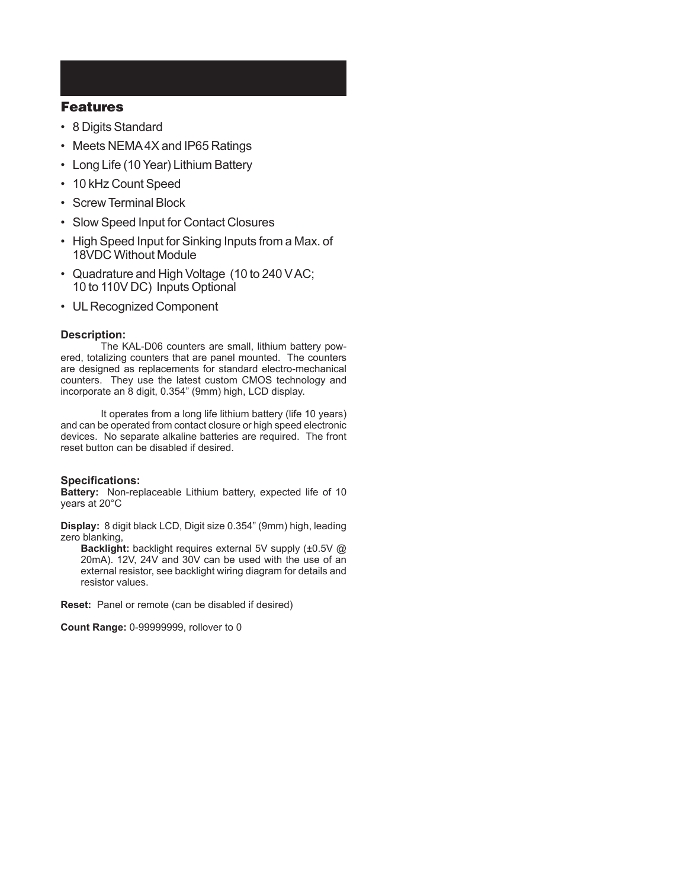## Features

- 8 Digits Standard
- Meets NEMA 4X and IP65 Ratings
- Long Life (10 Year) Lithium Battery
- 10 kHz Count Speed
- Screw Terminal Block
- Slow Speed Input for Contact Closures
- High Speed Input for Sinking Inputs from a Max. of 18VDC Without Module
- Quadrature and High Voltage (10 to 240 V AC; 10 to 110V DC) Inputs Optional
- UL Recognized Component

**Description:**

The KAL-D06 counters are small, lithium battery powered, totalizing counters that are panel mounted. The counters are designed as replacements for standard electro-mechanical counters. They use the latest custom CMOS technology and incorporate an 8 digit, 0.354" (9mm) high, LCD display.

It operates from a long life lithium battery (life 10 years) and can be operated from contact closure or high speed electronic devices. No separate alkaline batteries are required. The front reset button can be disabled if desired.

**Specifications:**

**Battery:** Non-replaceable Lithium battery, expected life of 10 years at 20°C

**Display:** 8 digit black LCD, Digit size 0.354" (9mm) high, leading zero blanking,

**Backlight:** backlight requires external 5V supply (±0.5V @ 20mA). 12V, 24V and 30V can be used with the use of an external resistor, see backlight wiring diagram for details and resistor values.

**Reset:** Panel or remote (can be disabled if desired)

**Count Range:** 0-99999999, rollover to 0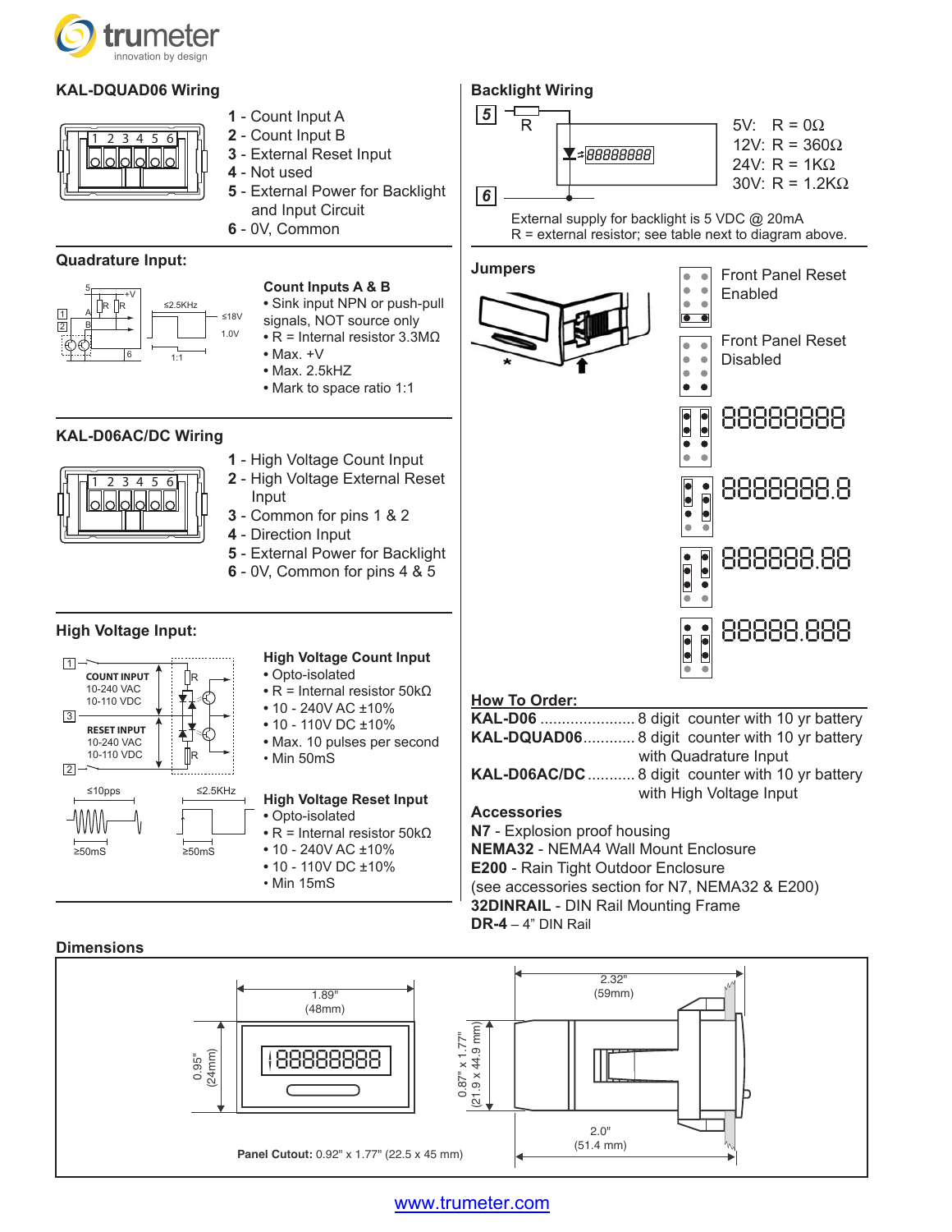## KAL-DQUAD06 Wiring

- **1** - Count Input A
- **2** - Count Input B
- **3** - External Reset Input
- **4** - Not used
- **5** - External Power for Backlight and Input Circuit
- **6** - 0V, Common

### Quadrature Input:

**Count Inputs A & B**

- Sink input NPN or push-pull signals, NOT source only
- R = Internal resistor 3.3MΩ
- Max. +V
- Max. 2.5kHZ
- Mark to space ratio 1:1

## KAL-D06AC/DC Wiring

- **1** - High Voltage Count Input
- **2** - High Voltage External Reset Input
- **3** - Common for pins 1 & 2
- **4** - Direction Input
- **5** - External Power for Backlight
- **6** - 0V, Common for pins 4 & 5

### High Voltage Input:

**High Voltage Count Input**

- Opto-isolated
- R = Internal resistor 50kΩ
- 10 - 240V AC ±10%
- 10 - 110V DC ±10%
- Max. 10 pulses per second
- Min 50mS

**High Voltage Reset Input**

- Opto-isolated
- R = Internal resistor 50kΩ
- 10 - 240V AC ±10%
- 10 - 110V DC ±10%
- Min 15mS

## Backlight Wiring

5V: R = 0Ω
12V: R = 360Ω
24V: R = 1KΩ
30V: R = 1.2KΩ

External supply for backlight is 5 VDC @ 20mA
R = external resistor; see table next to diagram above.

## Jumpers

- Front Panel Reset Enabled
- Front Panel Reset Disabled
- 88888888
- 8888888.8
- 888888.88
- 88888.888

## How To Order:

**KAL-D06** ...................... 8 digit counter with 10 yr battery
**KAL-DQUAD06**............ 8 digit counter with 10 yr battery with Quadrature Input
**KAL-D06AC/DC**........... 8 digit counter with 10 yr battery with High Voltage Input

**Accessories**
**N7** - Explosion proof housing
**NEMA32** - NEMA4 Wall Mount Enclosure
**E200** - Rain Tight Outdoor Enclosure
(see accessories section for N7, NEMA32 & E200)
**32DINRAIL** - DIN Rail Mounting Frame
**DR-4** – 4" DIN Rail

## Dimensions

1.89" (48mm); 0.95" (24mm); 2.32" (59mm); 0.87" x 1.77" (21.9 x 44.9 mm); 2.0" (51.4 mm)

**Panel Cutout:** 0.92" x 1.77" (22.5 x 45 mm)

www.trumeter.com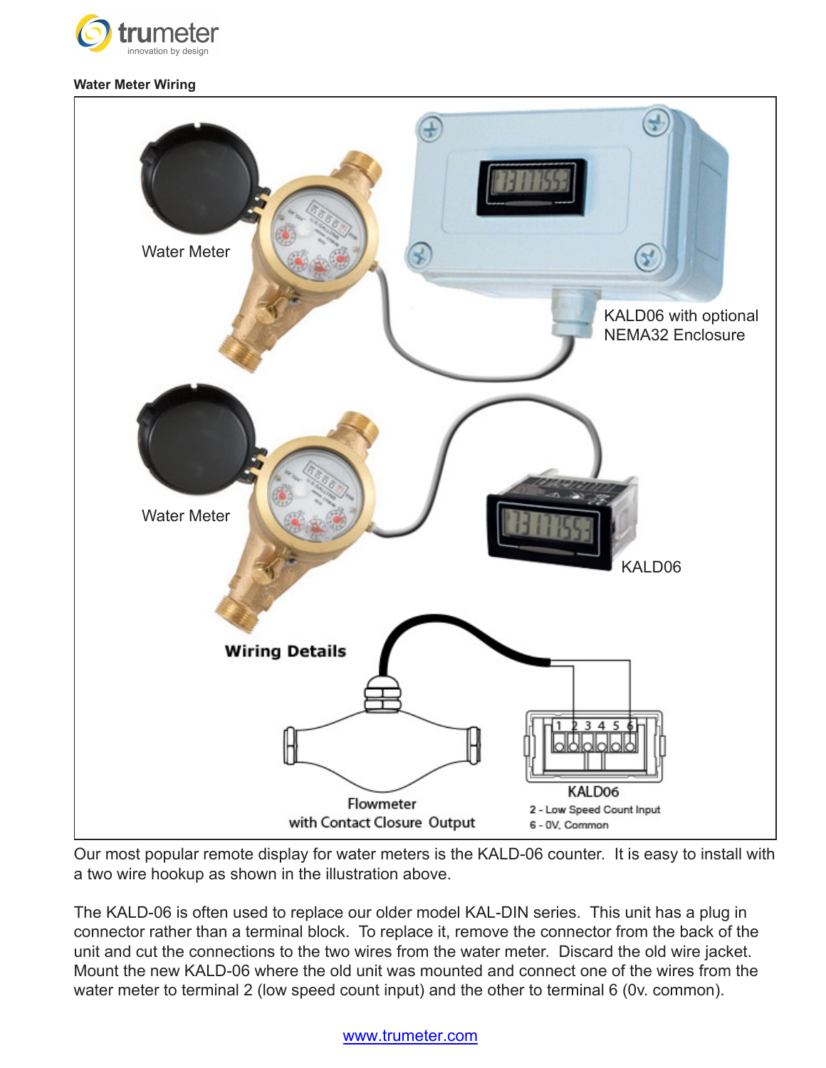**Water Meter Wiring**

Water Meter

KALD06 with optional NEMA32 Enclosure

Water Meter

KALD06

**Wiring Details**

Flowmeter
with Contact Closure Output

KALD06
2 - Low Speed Count Input
6 - 0V, Common

Our most popular remote display for water meters is the KALD-06 counter. It is easy to install with a two wire hookup as shown in the illustration above.

The KALD-06 is often used to replace our older model KAL-DIN series. This unit has a plug in connector rather than a terminal block. To replace it, remove the connector from the back of the unit and cut the connections to the two wires from the water meter. Discard the old wire jacket. Mount the new KALD-06 where the old unit was mounted and connect one of the wires from the water meter to terminal 2 (low speed count input) and the other to terminal 6 (0v. common).

www.trumeter.com